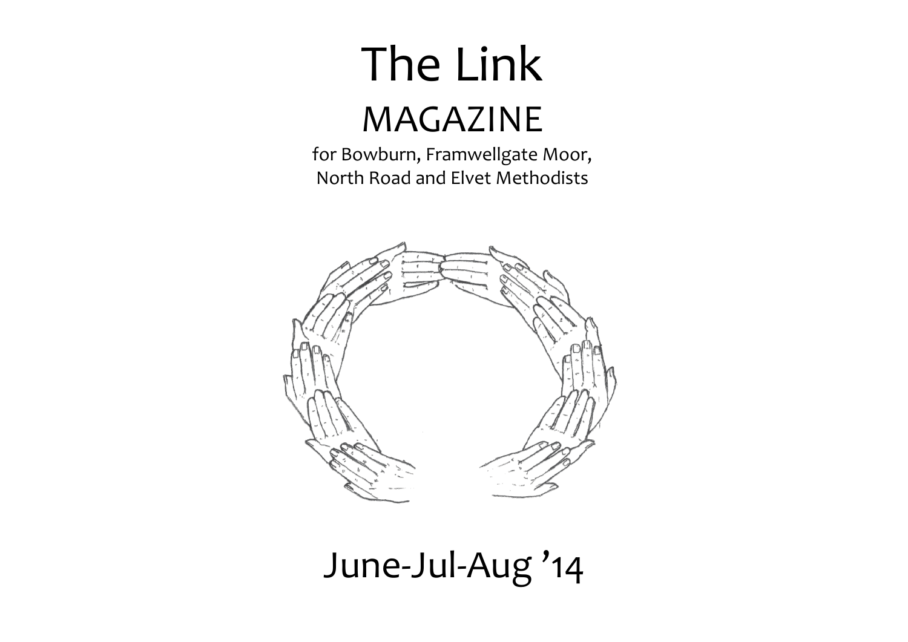# The Link

## MAGAZINE

for Bowburn, Framwellgate Moor,
North Road and Elvet Methodists

June-Jul-Aug ’14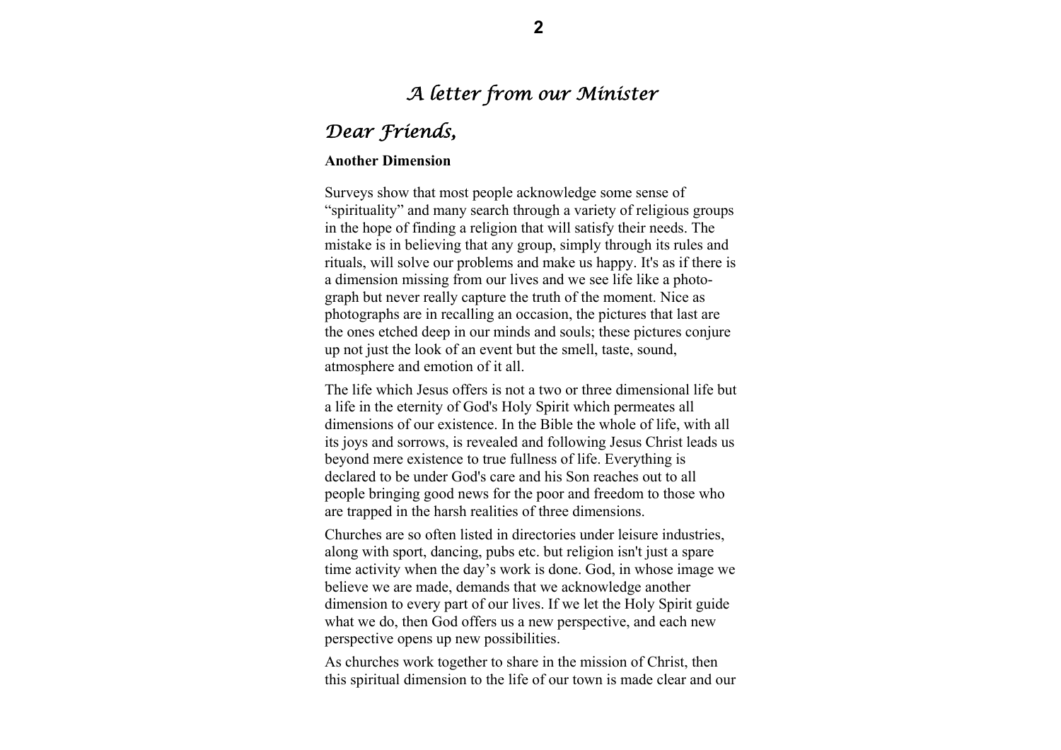# *A letter from our Minister*

## *Dear Friends,*

**Another Dimension**

Surveys show that most people acknowledge some sense of "spirituality" and many search through a variety of religious groups in the hope of finding a religion that will satisfy their needs. The mistake is in believing that any group, simply through its rules and rituals, will solve our problems and make us happy. It's as if there is a dimension missing from our lives and we see life like a photograph but never really capture the truth of the moment. Nice as photographs are in recalling an occasion, the pictures that last are the ones etched deep in our minds and souls; these pictures conjure up not just the look of an event but the smell, taste, sound, atmosphere and emotion of it all.

The life which Jesus offers is not a two or three dimensional life but a life in the eternity of God's Holy Spirit which permeates all dimensions of our existence. In the Bible the whole of life, with all its joys and sorrows, is revealed and following Jesus Christ leads us beyond mere existence to true fullness of life. Everything is declared to be under God's care and his Son reaches out to all people bringing good news for the poor and freedom to those who are trapped in the harsh realities of three dimensions.

Churches are so often listed in directories under leisure industries, along with sport, dancing, pubs etc. but religion isn't just a spare time activity when the day's work is done. God, in whose image we believe we are made, demands that we acknowledge another dimension to every part of our lives. If we let the Holy Spirit guide what we do, then God offers us a new perspective, and each new perspective opens up new possibilities.

As churches work together to share in the mission of Christ, then this spiritual dimension to the life of our town is made clear and our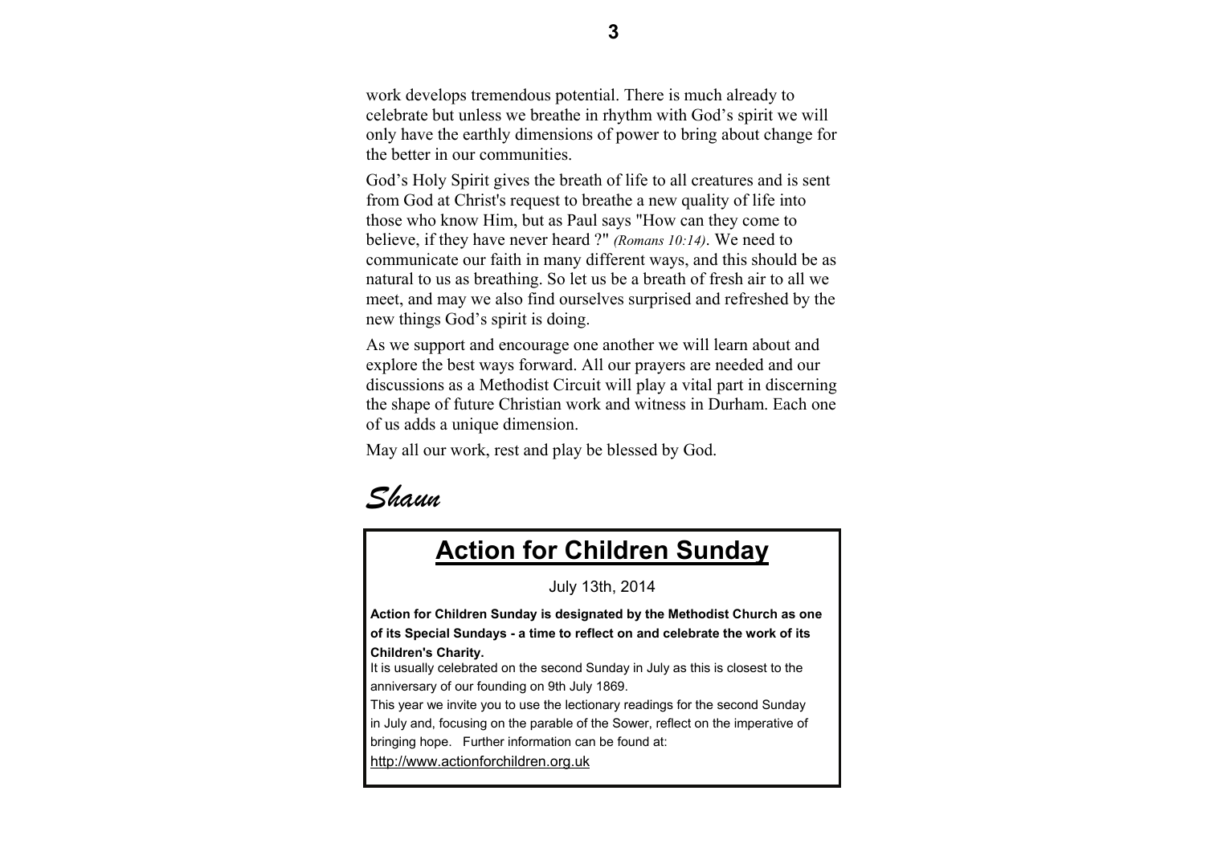work develops tremendous potential. There is much already to celebrate but unless we breathe in rhythm with God's spirit we will only have the earthly dimensions of power to bring about change for the better in our communities.

God's Holy Spirit gives the breath of life to all creatures and is sent from God at Christ's request to breathe a new quality of life into those who know Him, but as Paul says "How can they come to believe, if they have never heard ?" *(Romans 10:14)*. We need to communicate our faith in many different ways, and this should be as natural to us as breathing. So let us be a breath of fresh air to all we meet, and may we also find ourselves surprised and refreshed by the new things God's spirit is doing.

As we support and encourage one another we will learn about and explore the best ways forward. All our prayers are needed and our discussions as a Methodist Circuit will play a vital part in discerning the shape of future Christian work and witness in Durham. Each one of us adds a unique dimension.

May all our work, rest and play be blessed by God.

*Shaun*

## Action for Children Sunday

July 13th, 2014

**Action for Children Sunday is designated by the Methodist Church as one of its Special Sundays - a time to reflect on and celebrate the work of its Children's Charity.**

It is usually celebrated on the second Sunday in July as this is closest to the anniversary of our founding on 9th July 1869.

This year we invite you to use the lectionary readings for the second Sunday in July and, focusing on the parable of the Sower, reflect on the imperative of bringing hope. Further information can be found at:

http://www.actionforchildren.org.uk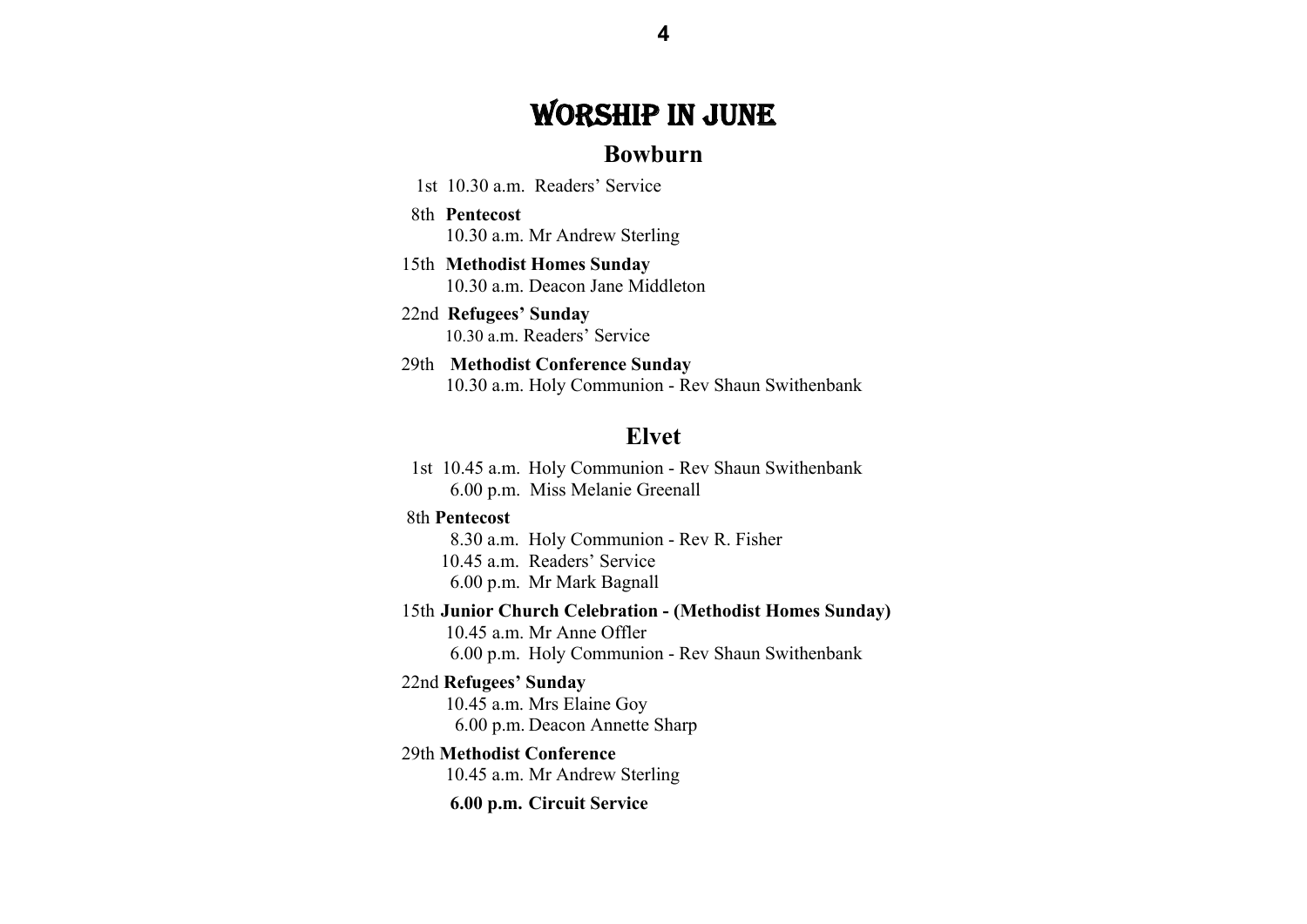# WORSHIP IN JUNE

## Bowburn

1st 10.30 a.m. Readers' Service

8th **Pentecost**
10.30 a.m. Mr Andrew Sterling

15th **Methodist Homes Sunday**
10.30 a.m. Deacon Jane Middleton

22nd **Refugees' Sunday**
10.30 a.m. Readers' Service

29th **Methodist Conference Sunday**
10.30 a.m. Holy Communion - Rev Shaun Swithenbank

## Elvet

1st 10.45 a.m. Holy Communion - Rev Shaun Swithenbank
6.00 p.m. Miss Melanie Greenall

8th **Pentecost**
8.30 a.m. Holy Communion - Rev R. Fisher
10.45 a.m. Readers' Service
6.00 p.m. Mr Mark Bagnall

15th **Junior Church Celebration - (Methodist Homes Sunday)**
10.45 a.m. Mr Anne Offler
6.00 p.m. Holy Communion - Rev Shaun Swithenbank

22nd **Refugees' Sunday**
10.45 a.m. Mrs Elaine Goy
6.00 p.m. Deacon Annette Sharp

29th **Methodist Conference**
10.45 a.m. Mr Andrew Sterling

**6.00 p.m. Circuit Service**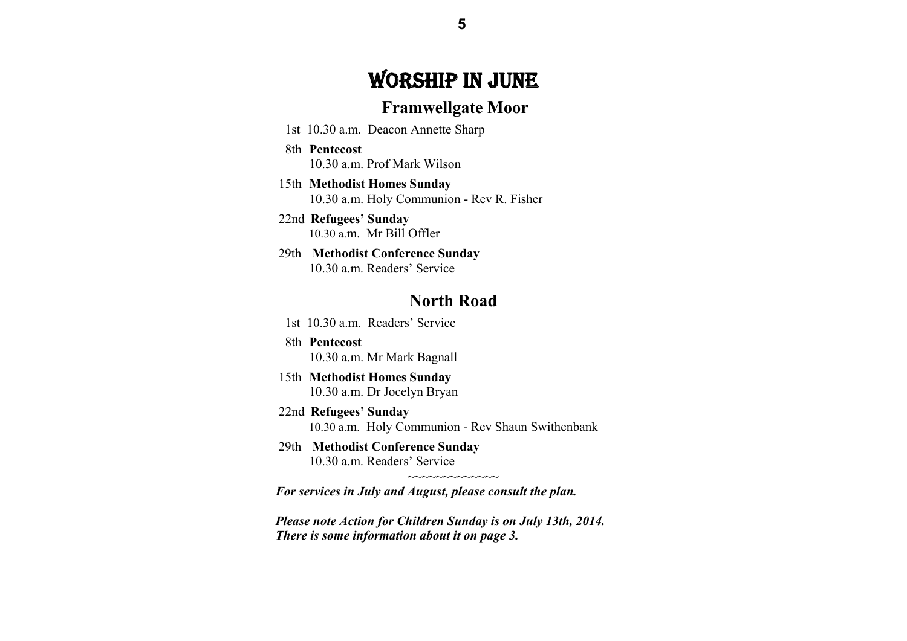# WORSHIP IN JUNE

## Framwellgate Moor

1st 10.30 a.m. Deacon Annette Sharp

8th **Pentecost**
10.30 a.m. Prof Mark Wilson

15th **Methodist Homes Sunday**
10.30 a.m. Holy Communion - Rev R. Fisher

22nd **Refugees' Sunday**
10.30 a.m. Mr Bill Offler

29th **Methodist Conference Sunday**
10.30 a.m. Readers' Service

## North Road

1st 10.30 a.m. Readers' Service

8th **Pentecost**
10.30 a.m. Mr Mark Bagnall

15th **Methodist Homes Sunday**
10.30 a.m. Dr Jocelyn Bryan

22nd **Refugees' Sunday**
10.30 a.m. Holy Communion - Rev Shaun Swithenbank

29th **Methodist Conference Sunday**
10.30 a.m. Readers' Service

~~~~~~~~~~~~~

***For services in July and August, please consult the plan.***

***Please note Action for Children Sunday is on July 13th, 2014. There is some information about it on page 3.***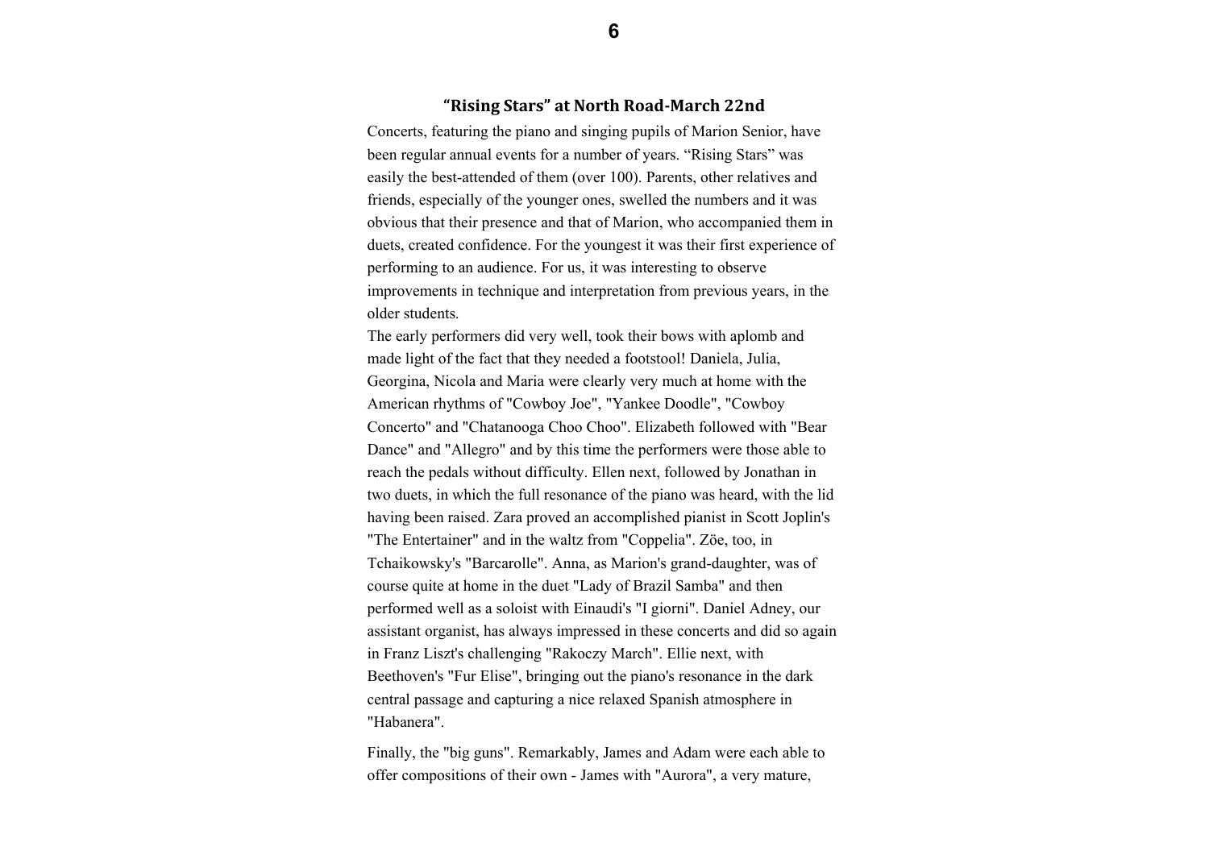## “Rising Stars” at North Road-March 22nd

Concerts, featuring the piano and singing pupils of Marion Senior, have been regular annual events for a number of years. “Rising Stars” was easily the best-attended of them (over 100). Parents, other relatives and friends, especially of the younger ones, swelled the numbers and it was obvious that their presence and that of Marion, who accompanied them in duets, created confidence. For the youngest it was their first experience of performing to an audience. For us, it was interesting to observe improvements in technique and interpretation from previous years, in the older students.

The early performers did very well, took their bows with aplomb and made light of the fact that they needed a footstool! Daniela, Julia, Georgina, Nicola and Maria were clearly very much at home with the American rhythms of "Cowboy Joe", "Yankee Doodle", "Cowboy Concerto" and "Chatanooga Choo Choo". Elizabeth followed with "Bear Dance" and "Allegro" and by this time the performers were those able to reach the pedals without difficulty. Ellen next, followed by Jonathan in two duets, in which the full resonance of the piano was heard, with the lid having been raised. Zara proved an accomplished pianist in Scott Joplin's "The Entertainer" and in the waltz from "Coppelia". Zöe, too, in Tchaikowsky's "Barcarolle". Anna, as Marion's grand-daughter, was of course quite at home in the duet "Lady of Brazil Samba" and then performed well as a soloist with Einaudi's "I giorni". Daniel Adney, our assistant organist, has always impressed in these concerts and did so again in Franz Liszt's challenging "Rakoczy March". Ellie next, with Beethoven's "Fur Elise", bringing out the piano's resonance in the dark central passage and capturing a nice relaxed Spanish atmosphere in "Habanera".

Finally, the "big guns". Remarkably, James and Adam were each able to offer compositions of their own - James with "Aurora", a very mature,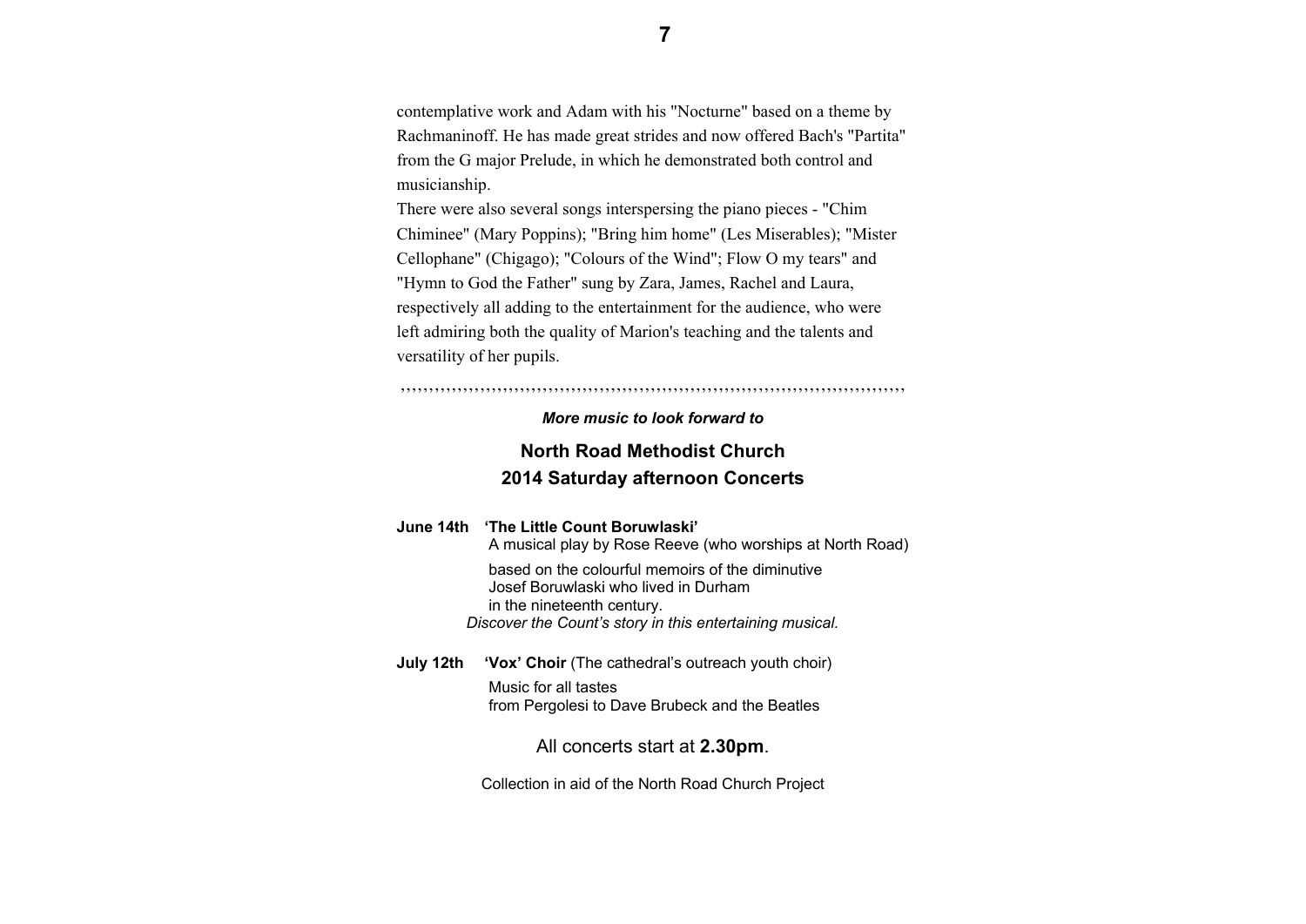contemplative work and Adam with his "Nocturne" based on a theme by Rachmaninoff. He has made great strides and now offered Bach's "Partita" from the G major Prelude, in which he demonstrated both control and musicianship.

There were also several songs interspersing the piano pieces - "Chim Chiminee" (Mary Poppins); "Bring him home" (Les Miserables); "Mister Cellophane" (Chigago); "Colours of the Wind"; Flow O my tears" and "Hymn to God the Father" sung by Zara, James, Rachel and Laura, respectively all adding to the entertainment for the audience, who were left admiring both the quality of Marion's teaching and the talents and versatility of her pupils.

,,,,,,,,,,,,,,,,,,,,,,,,,,,,,,,,,,,,,,,,,,,,,,,,,,,,,,,,,,,,,,,,,,,,,,,,,,,,,,,,,,,,,,,,,,,,,

***More music to look forward to***

## North Road Methodist Church
## 2014 Saturday afternoon Concerts

**June 14th 'The Little Count Boruwlaski'**
A musical play by Rose Reeve (who worships at North Road)

based on the colourful memoirs of the diminutive
Josef Boruwlaski who lived in Durham
in the nineteenth century.
*Discover the Count's story in this entertaining musical.*

**July 12th 'Vox' Choir** (The cathedral's outreach youth choir)
Music for all tastes
from Pergolesi to Dave Brubeck and the Beatles

All concerts start at **2.30pm**.

Collection in aid of the North Road Church Project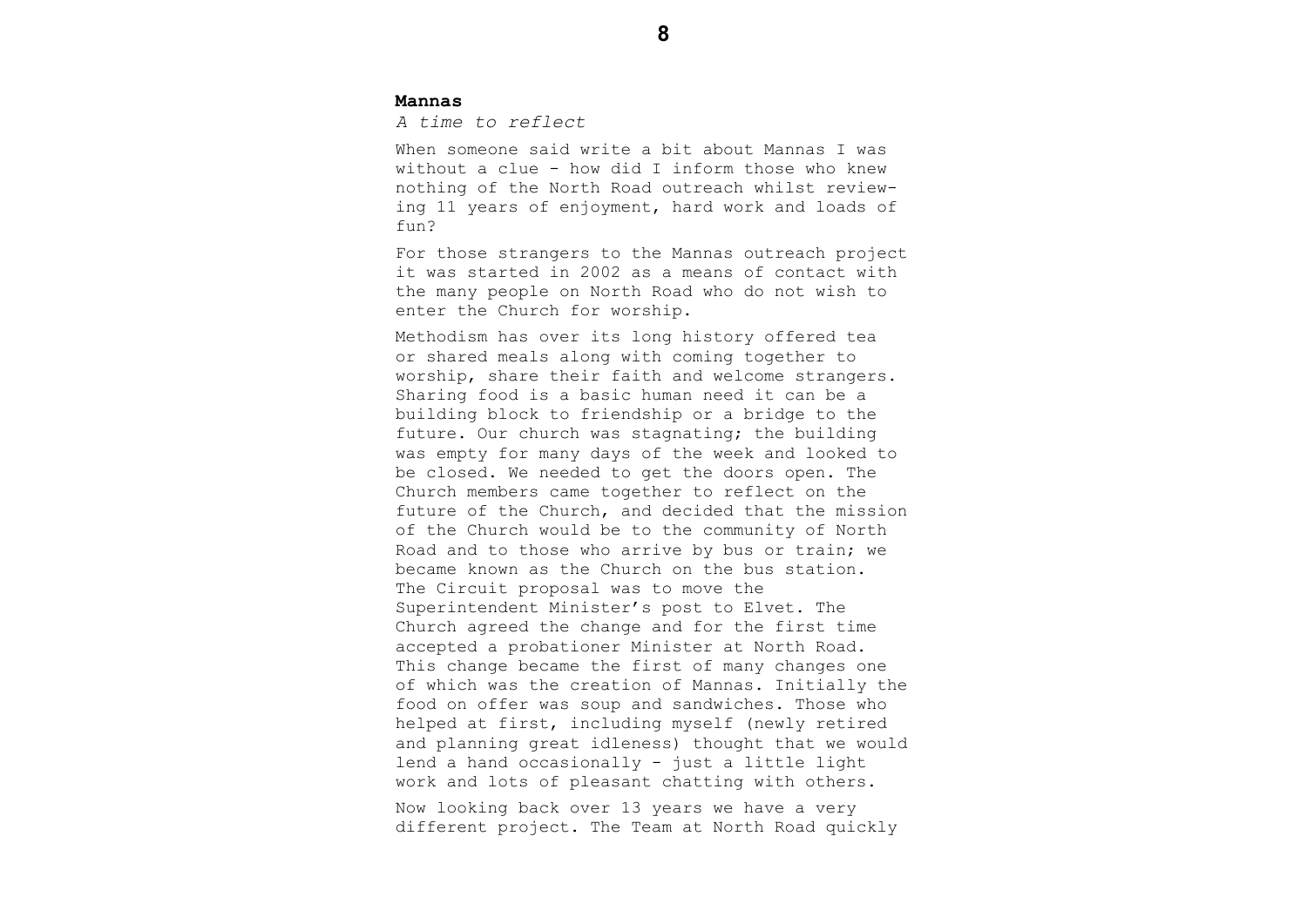**Mannas**

*A time to reflect*

When someone said write a bit about Mannas I was without a clue - how did I inform those who knew nothing of the North Road outreach whilst reviewing 11 years of enjoyment, hard work and loads of fun?

For those strangers to the Mannas outreach project it was started in 2002 as a means of contact with the many people on North Road who do not wish to enter the Church for worship.

Methodism has over its long history offered tea or shared meals along with coming together to worship, share their faith and welcome strangers. Sharing food is a basic human need it can be a building block to friendship or a bridge to the future. Our church was stagnating; the building was empty for many days of the week and looked to be closed. We needed to get the doors open. The Church members came together to reflect on the future of the Church, and decided that the mission of the Church would be to the community of North Road and to those who arrive by bus or train; we became known as the Church on the bus station. The Circuit proposal was to move the Superintendent Minister's post to Elvet. The Church agreed the change and for the first time accepted a probationer Minister at North Road. This change became the first of many changes one of which was the creation of Mannas. Initially the food on offer was soup and sandwiches. Those who helped at first, including myself (newly retired and planning great idleness) thought that we would lend a hand occasionally - just a little light work and lots of pleasant chatting with others.

Now looking back over 13 years we have a very different project. The Team at North Road quickly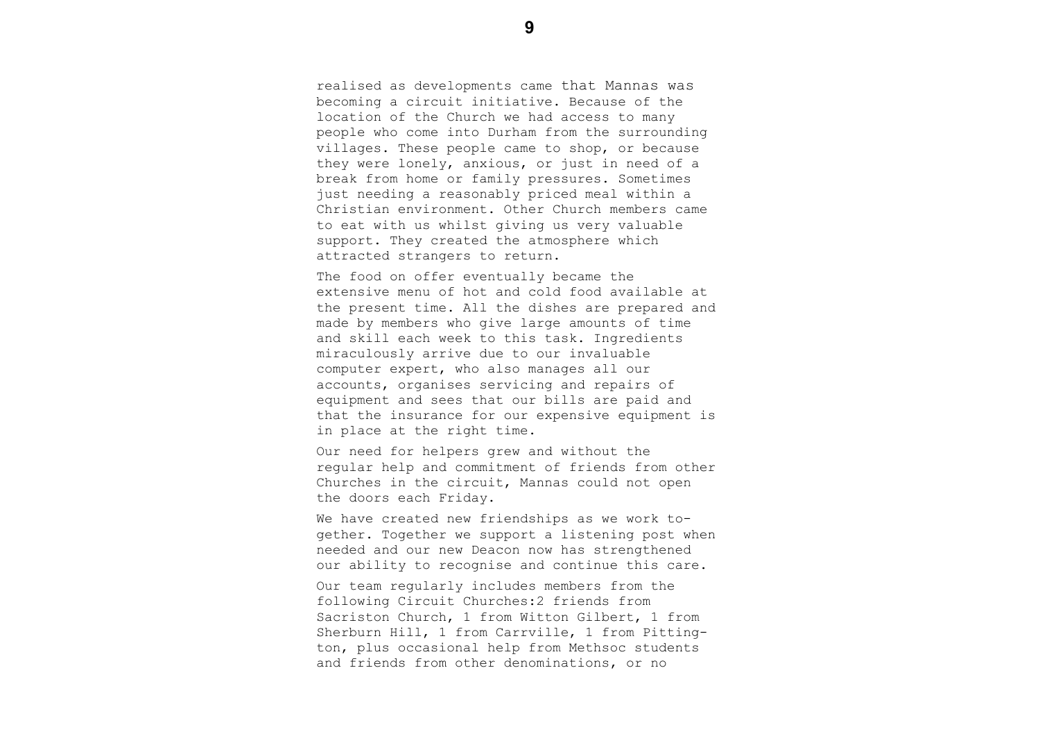realised as developments came that Mannas was becoming a circuit initiative. Because of the location of the Church we had access to many people who come into Durham from the surrounding villages. These people came to shop, or because they were lonely, anxious, or just in need of a break from home or family pressures. Sometimes just needing a reasonably priced meal within a Christian environment. Other Church members came to eat with us whilst giving us very valuable support. They created the atmosphere which attracted strangers to return.

The food on offer eventually became the extensive menu of hot and cold food available at the present time. All the dishes are prepared and made by members who give large amounts of time and skill each week to this task. Ingredients miraculously arrive due to our invaluable computer expert, who also manages all our accounts, organises servicing and repairs of equipment and sees that our bills are paid and that the insurance for our expensive equipment is in place at the right time.

Our need for helpers grew and without the regular help and commitment of friends from other Churches in the circuit, Mannas could not open the doors each Friday.

We have created new friendships as we work together. Together we support a listening post when needed and our new Deacon now has strengthened our ability to recognise and continue this care.

Our team regularly includes members from the following Circuit Churches:2 friends from Sacriston Church, 1 from Witton Gilbert, 1 from Sherburn Hill, 1 from Carrville, 1 from Pittington, plus occasional help from Methsoc students and friends from other denominations, or no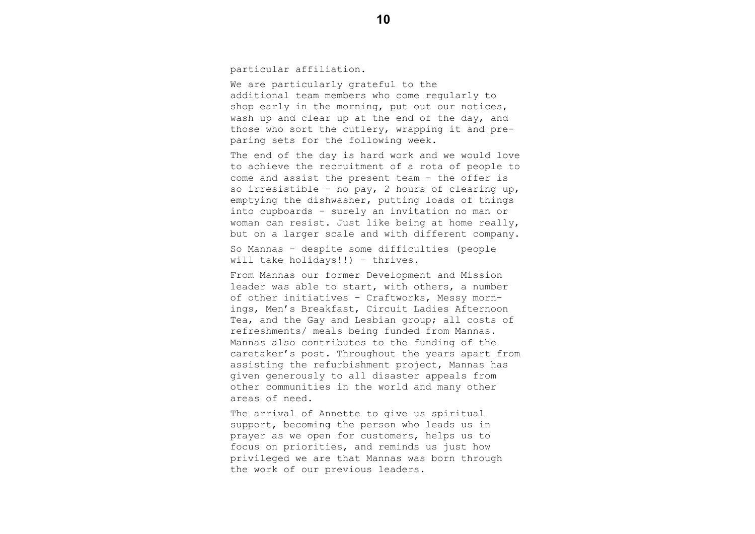particular affiliation.

We are particularly grateful to the additional team members who come regularly to shop early in the morning, put out our notices, wash up and clear up at the end of the day, and those who sort the cutlery, wrapping it and preparing sets for the following week.

The end of the day is hard work and we would love to achieve the recruitment of a rota of people to come and assist the present team - the offer is so irresistible - no pay, 2 hours of clearing up, emptying the dishwasher, putting loads of things into cupboards - surely an invitation no man or woman can resist. Just like being at home really, but on a larger scale and with different company.

So Mannas - despite some difficulties (people will take holidays!!) – thrives.

From Mannas our former Development and Mission leader was able to start, with others, a number of other initiatives - Craftworks, Messy mornings, Men's Breakfast, Circuit Ladies Afternoon Tea, and the Gay and Lesbian group; all costs of refreshments/ meals being funded from Mannas. Mannas also contributes to the funding of the caretaker's post. Throughout the years apart from assisting the refurbishment project, Mannas has given generously to all disaster appeals from other communities in the world and many other areas of need.

The arrival of Annette to give us spiritual support, becoming the person who leads us in prayer as we open for customers, helps us to focus on priorities, and reminds us just how privileged we are that Mannas was born through the work of our previous leaders.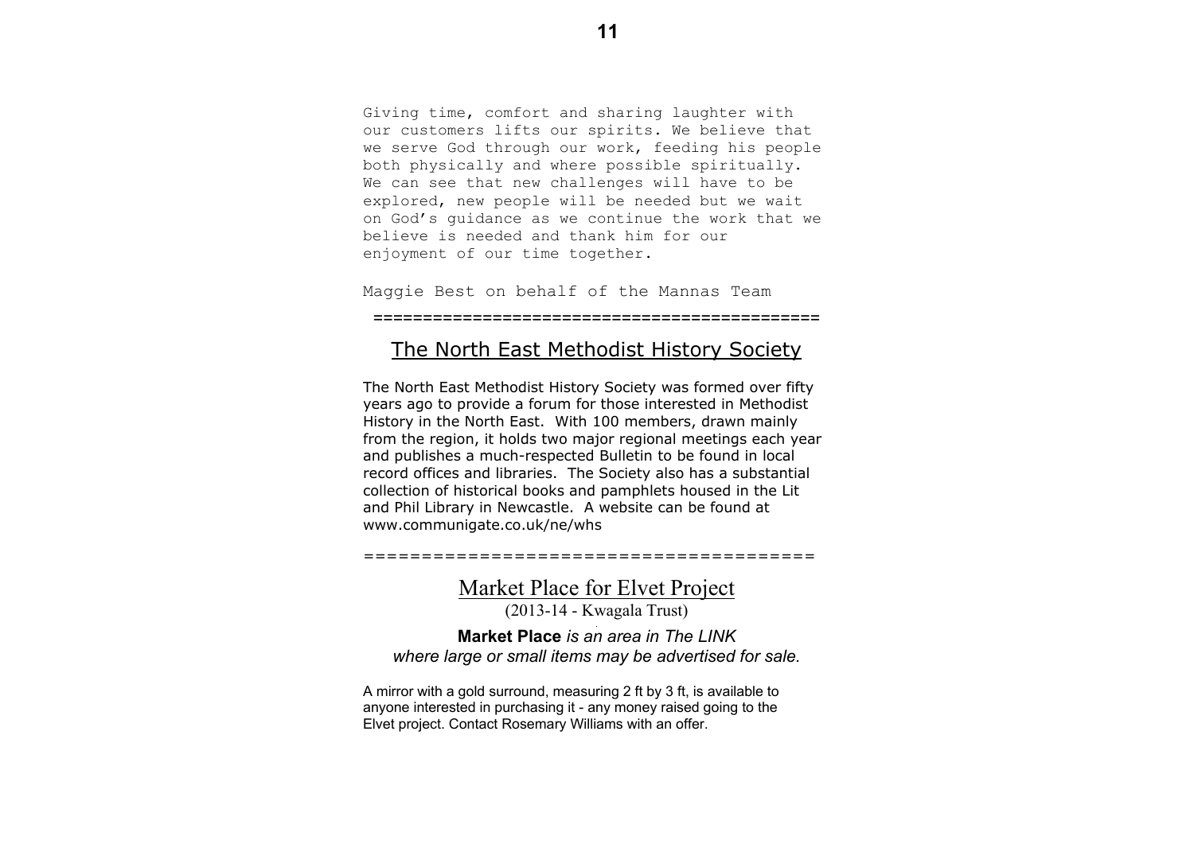Giving time, comfort and sharing laughter with our customers lifts our spirits. We believe that we serve God through our work, feeding his people both physically and where possible spiritually. We can see that new challenges will have to be explored, new people will be needed but we wait on God's guidance as we continue the work that we believe is needed and thank him for our enjoyment of our time together.

Maggie Best on behalf of the Mannas Team

============================================

## The North East Methodist History Society

The North East Methodist History Society was formed over fifty years ago to provide a forum for those interested in Methodist History in the North East. With 100 members, drawn mainly from the region, it holds two major regional meetings each year and publishes a much-respected Bulletin to be found in local record offices and libraries. The Society also has a substantial collection of historical books and pamphlets housed in the Lit and Phil Library in Newcastle. A website can be found at www.communigate.co.uk/ne/whs

========================================

## Market Place for Elvet Project

(2013-14 - Kwagala Trust)

***Market Place** is an area in The LINK where large or small items may be advertised for sale.*

A mirror with a gold surround, measuring 2 ft by 3 ft, is available to anyone interested in purchasing it - any money raised going to the Elvet project. Contact Rosemary Williams with an offer.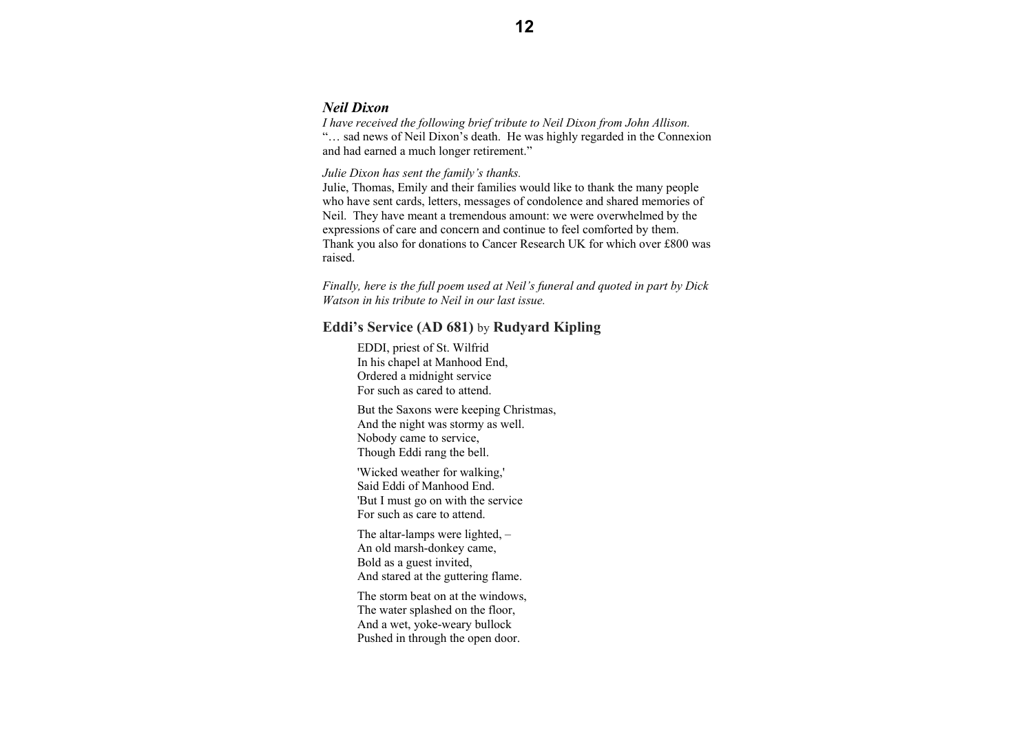### *Neil Dixon*

*I have received the following brief tribute to Neil Dixon from John Allison.*
"… sad news of Neil Dixon's death. He was highly regarded in the Connexion and had earned a much longer retirement."

*Julie Dixon has sent the family's thanks.*
Julie, Thomas, Emily and their families would like to thank the many people who have sent cards, letters, messages of condolence and shared memories of Neil. They have meant a tremendous amount: we were overwhelmed by the expressions of care and concern and continue to feel comforted by them. Thank you also for donations to Cancer Research UK for which over £800 was raised.

*Finally, here is the full poem used at Neil's funeral and quoted in part by Dick Watson in his tribute to Neil in our last issue.*

### **Eddi's Service (AD 681)** by **Rudyard Kipling**

EDDI, priest of St. Wilfrid
In his chapel at Manhood End,
Ordered a midnight service
For such as cared to attend.

But the Saxons were keeping Christmas,
And the night was stormy as well.
Nobody came to service,
Though Eddi rang the bell.

'Wicked weather for walking,'
Said Eddi of Manhood End.
'But I must go on with the service
For such as care to attend.

The altar-lamps were lighted, –
An old marsh-donkey came,
Bold as a guest invited,
And stared at the guttering flame.

The storm beat on at the windows,
The water splashed on the floor,
And a wet, yoke-weary bullock
Pushed in through the open door.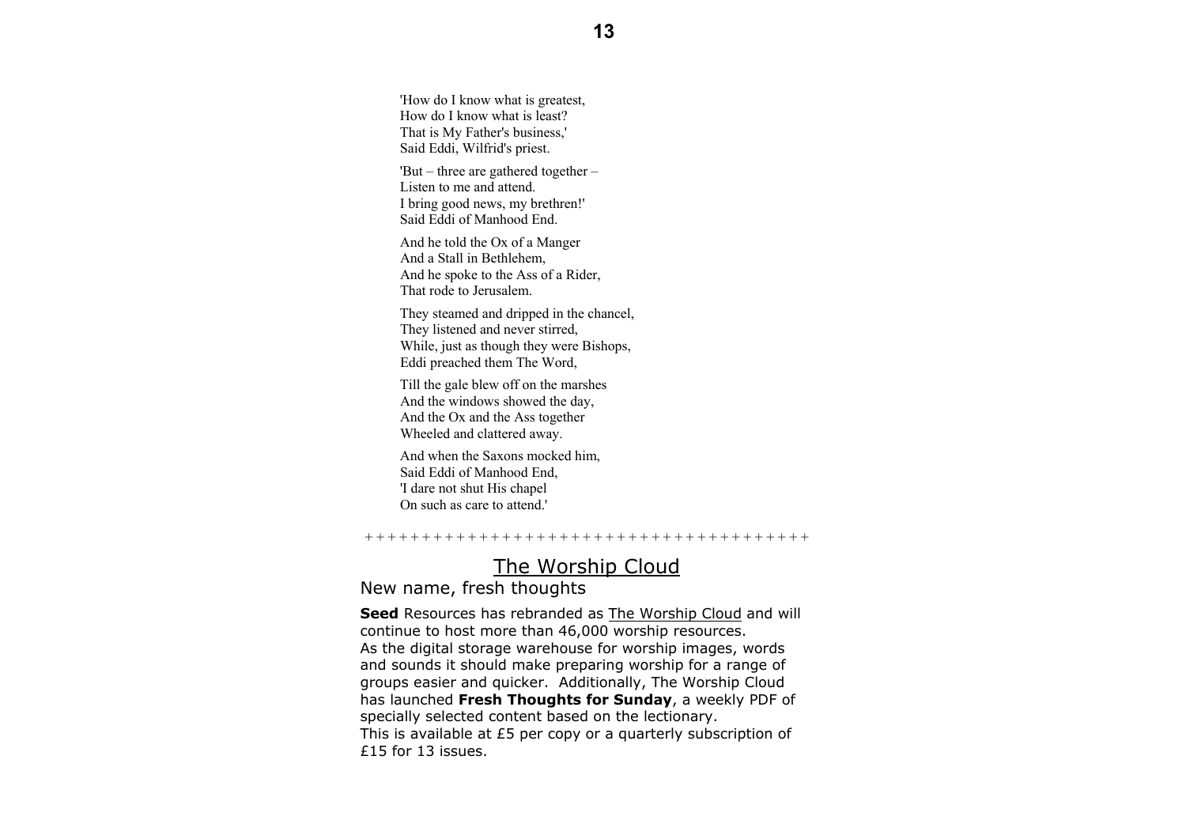'How do I know what is greatest,
How do I know what is least?
That is My Father's business,'
Said Eddi, Wilfrid's priest.

'But – three are gathered together –
Listen to me and attend.
I bring good news, my brethren!'
Said Eddi of Manhood End.

And he told the Ox of a Manger
And a Stall in Bethlehem,
And he spoke to the Ass of a Rider,
That rode to Jerusalem.

They steamed and dripped in the chancel,
They listened and never stirred,
While, just as though they were Bishops,
Eddi preached them The Word,

Till the gale blew off on the marshes
And the windows showed the day,
And the Ox and the Ass together
Wheeled and clattered away.

And when the Saxons mocked him,
Said Eddi of Manhood End,
'I dare not shut His chapel
On such as care to attend.'

++++++++++++++++++++++++++++++++++++++

## The Worship Cloud

New name, fresh thoughts

**Seed** Resources has rebranded as The Worship Cloud and will continue to host more than 46,000 worship resources.
As the digital storage warehouse for worship images, words and sounds it should make preparing worship for a range of groups easier and quicker. Additionally, The Worship Cloud has launched **Fresh Thoughts for Sunday**, a weekly PDF of specially selected content based on the lectionary.
This is available at £5 per copy or a quarterly subscription of £15 for 13 issues.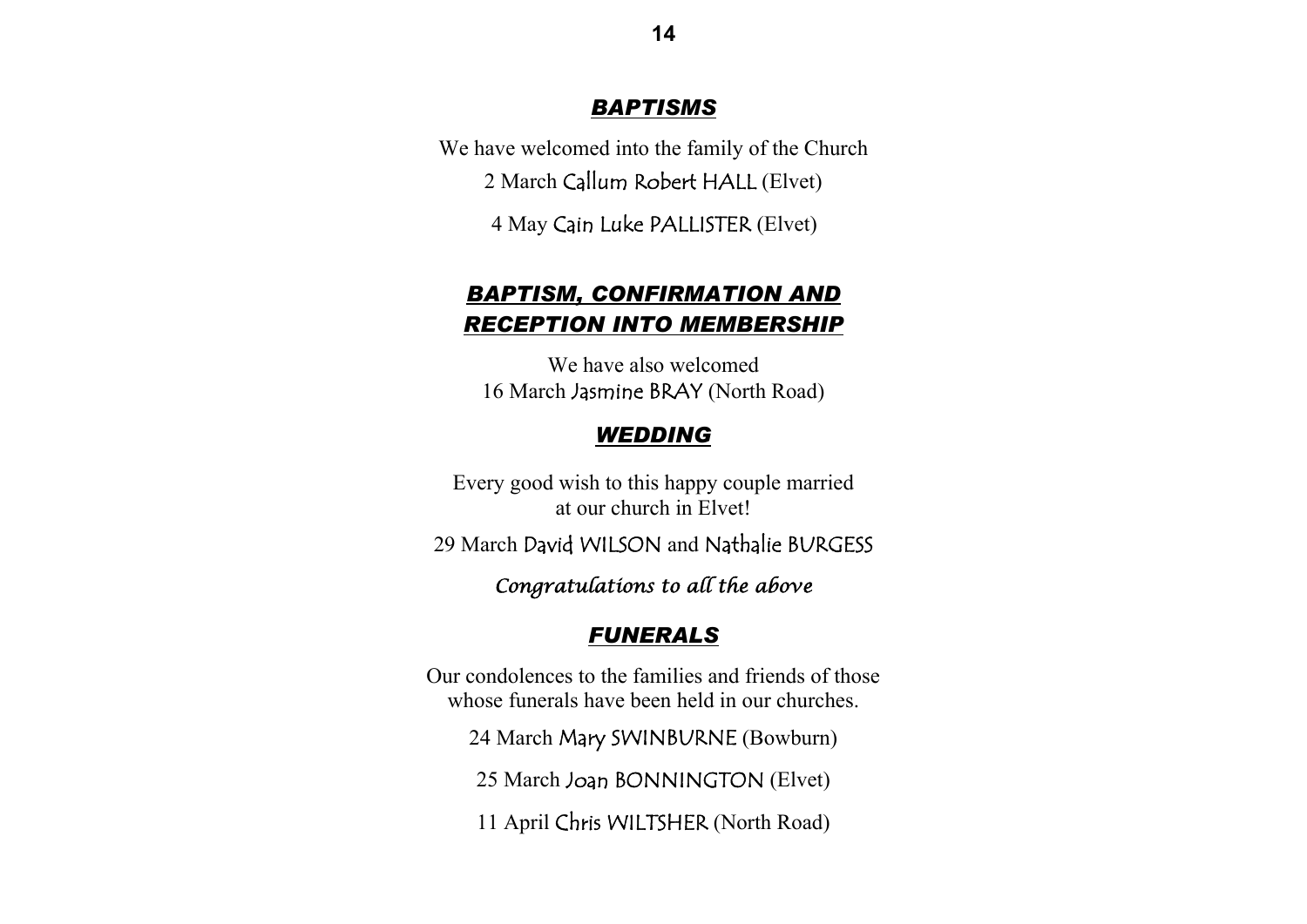## ***BAPTISMS***

We have welcomed into the family of the Church

2 March Callum Robert HALL (Elvet)

4 May Cain Luke PALLISTER (Elvet)

## ***BAPTISM, CONFIRMATION AND RECEPTION INTO MEMBERSHIP***

We have also welcomed
16 March Jasmine BRAY (North Road)

## ***WEDDING***

Every good wish to this happy couple married at our church in Elvet!

29 March David WILSON and Nathalie BURGESS

*Congratulations to all the above*

## ***FUNERALS***

Our condolences to the families and friends of those whose funerals have been held in our churches.

24 March Mary SWINBURNE (Bowburn)

25 March Joan BONNINGTON (Elvet)

11 April Chris WILTSHER (North Road)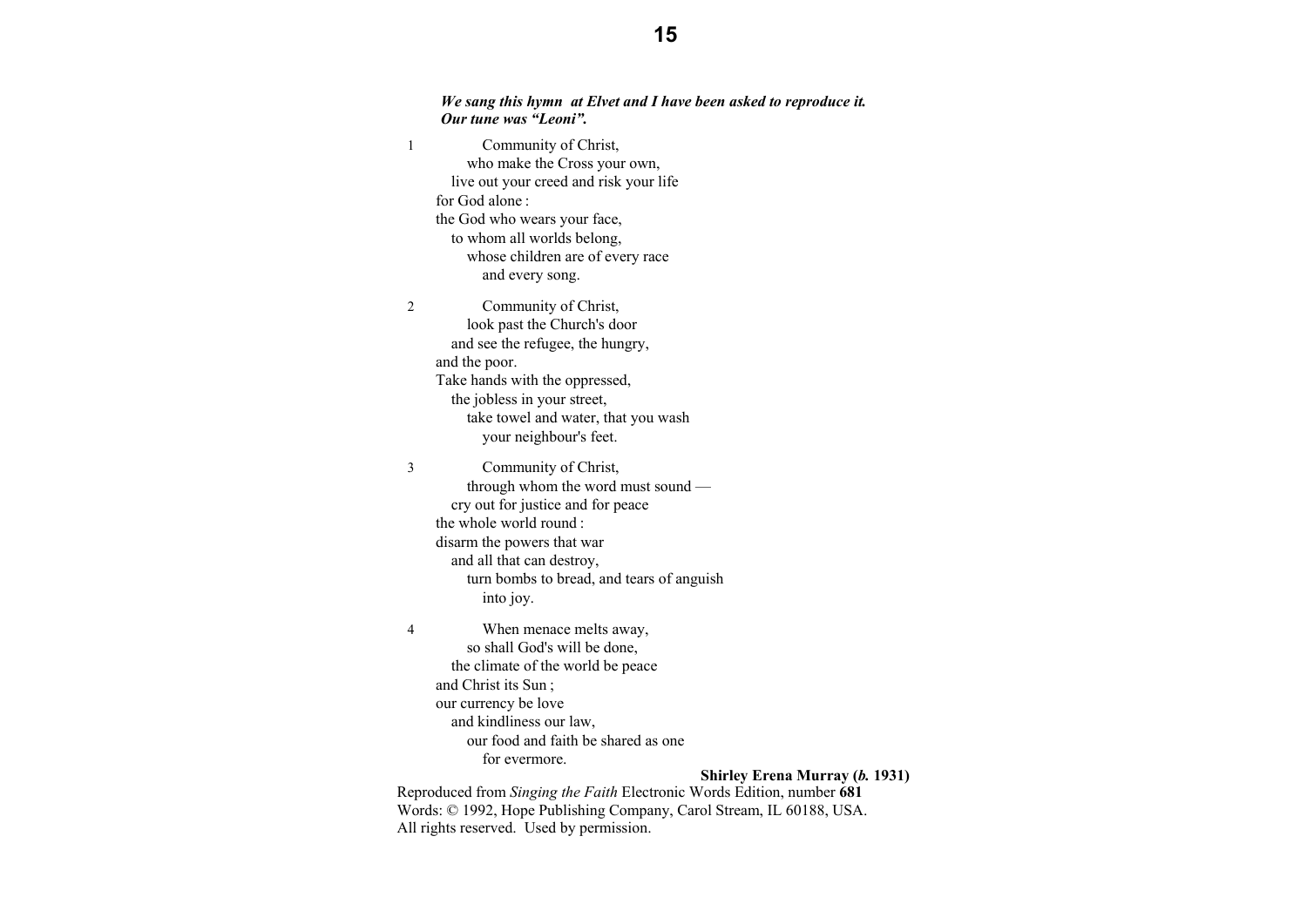***We sang this hymn at Elvet and I have been asked to reproduce it. Our tune was "Leoni".***

1
Community of Christ,
who make the Cross your own,
live out your creed and risk your life
for God alone :
the God who wears your face,
to whom all worlds belong,
whose children are of every race
and every song.

2
Community of Christ,
look past the Church's door
and see the refugee, the hungry,
and the poor.
Take hands with the oppressed,
the jobless in your street,
take towel and water, that you wash
your neighbour's feet.

3
Community of Christ,
through whom the word must sound —
cry out for justice and for peace
the whole world round :
disarm the powers that war
and all that can destroy,
turn bombs to bread, and tears of anguish
into joy.

4
When menace melts away,
so shall God's will be done,
the climate of the world be peace
and Christ its Sun ;
our currency be love
and kindliness our law,
our food and faith be shared as one
for evermore.

**Shirley Erena Murray (*b.* 1931)**

Reproduced from *Singing the Faith* Electronic Words Edition, number **681**
Words: © 1992, Hope Publishing Company, Carol Stream, IL 60188, USA.
All rights reserved. Used by permission.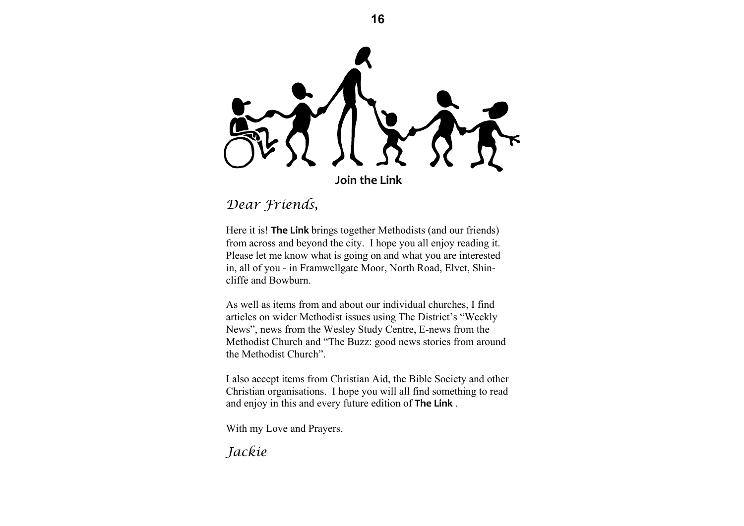**Join the Link**

*Dear Friends,*

Here it is! **The Link** brings together Methodists (and our friends) from across and beyond the city. I hope you all enjoy reading it. Please let me know what is going on and what you are interested in, all of you - in Framwellgate Moor, North Road, Elvet, Shincliffe and Bowburn.

As well as items from and about our individual churches, I find articles on wider Methodist issues using The District's "Weekly News", news from the Wesley Study Centre, E-news from the Methodist Church and "The Buzz: good news stories from around the Methodist Church".

I also accept items from Christian Aid, the Bible Society and other Christian organisations. I hope you will all find something to read and enjoy in this and every future edition of **The Link** .

With my Love and Prayers,

*Jackie*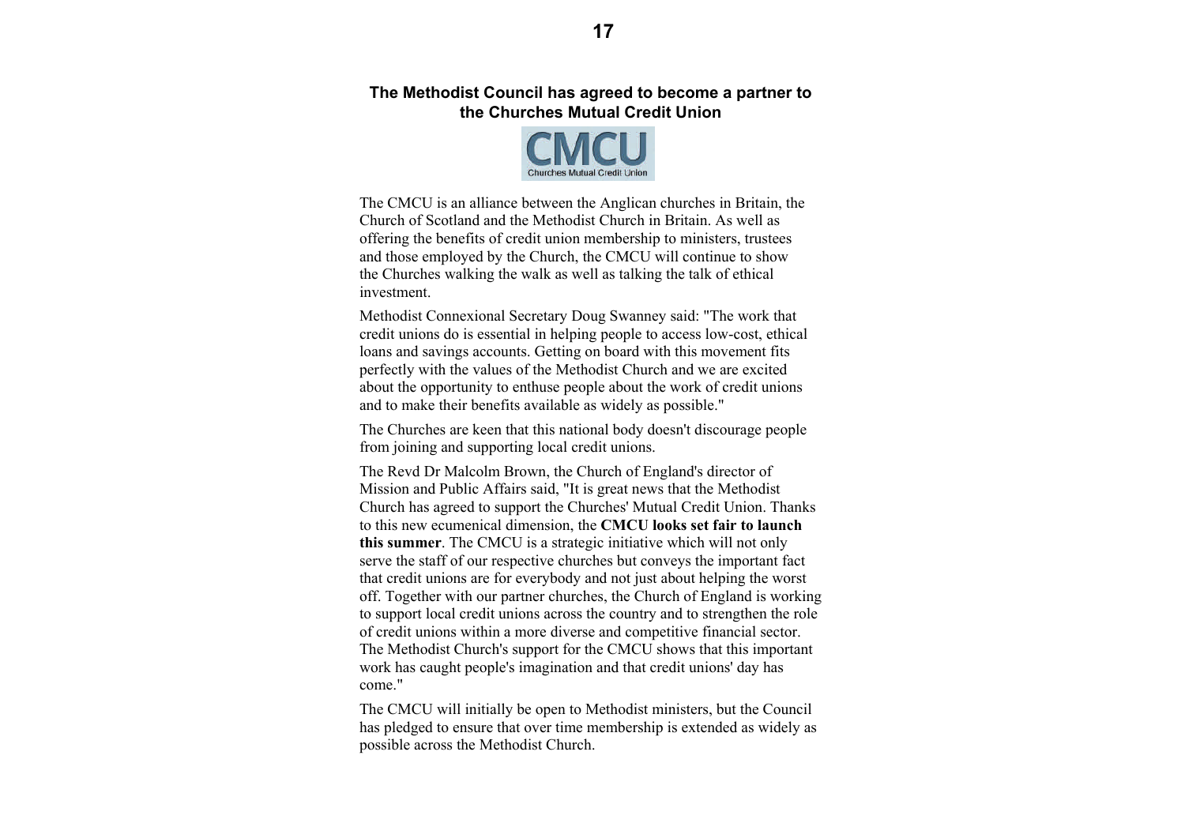## The Methodist Council has agreed to become a partner to the Churches Mutual Credit Union

The CMCU is an alliance between the Anglican churches in Britain, the Church of Scotland and the Methodist Church in Britain. As well as offering the benefits of credit union membership to ministers, trustees and those employed by the Church, the CMCU will continue to show the Churches walking the walk as well as talking the talk of ethical investment.

Methodist Connexional Secretary Doug Swanney said: "The work that credit unions do is essential in helping people to access low-cost, ethical loans and savings accounts. Getting on board with this movement fits perfectly with the values of the Methodist Church and we are excited about the opportunity to enthuse people about the work of credit unions and to make their benefits available as widely as possible."

The Churches are keen that this national body doesn't discourage people from joining and supporting local credit unions.

The Revd Dr Malcolm Brown, the Church of England's director of Mission and Public Affairs said, "It is great news that the Methodist Church has agreed to support the Churches' Mutual Credit Union. Thanks to this new ecumenical dimension, the **CMCU looks set fair to launch this summer**. The CMCU is a strategic initiative which will not only serve the staff of our respective churches but conveys the important fact that credit unions are for everybody and not just about helping the worst off. Together with our partner churches, the Church of England is working to support local credit unions across the country and to strengthen the role of credit unions within a more diverse and competitive financial sector. The Methodist Church's support for the CMCU shows that this important work has caught people's imagination and that credit unions' day has come."

The CMCU will initially be open to Methodist ministers, but the Council has pledged to ensure that over time membership is extended as widely as possible across the Methodist Church.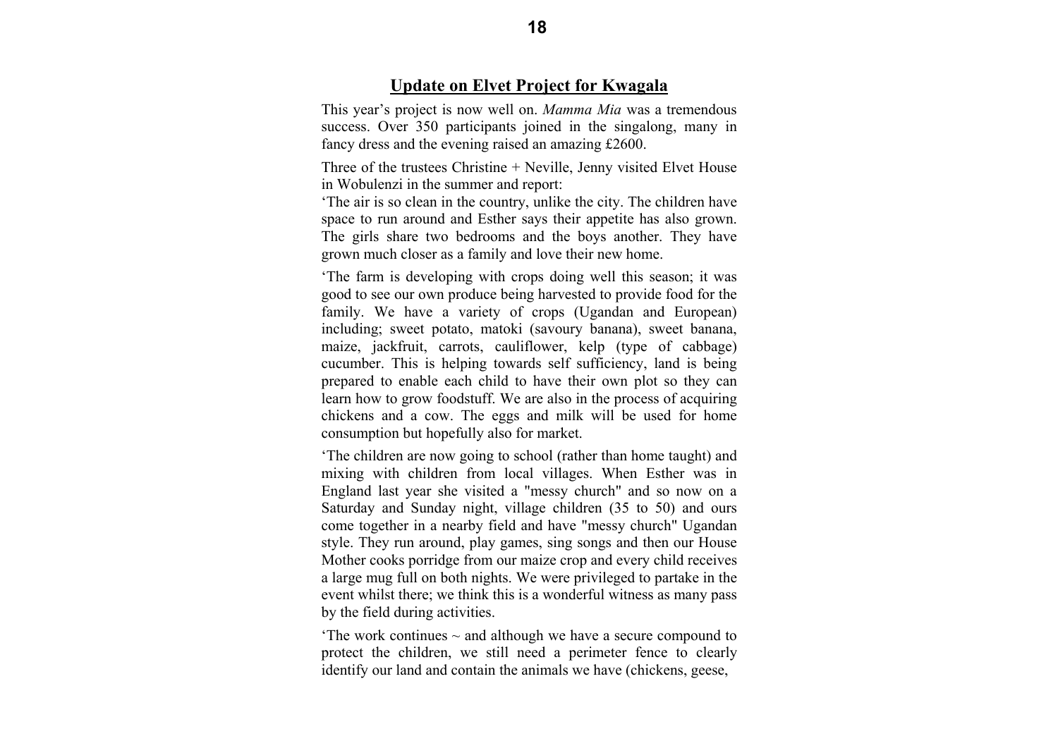## Update on Elvet Project for Kwagala

This year's project is now well on. *Mamma Mia* was a tremendous success. Over 350 participants joined in the singalong, many in fancy dress and the evening raised an amazing £2600.

Three of the trustees Christine + Neville, Jenny visited Elvet House in Wobulenzi in the summer and report:
'The air is so clean in the country, unlike the city. The children have space to run around and Esther says their appetite has also grown. The girls share two bedrooms and the boys another. They have grown much closer as a family and love their new home.

'The farm is developing with crops doing well this season; it was good to see our own produce being harvested to provide food for the family. We have a variety of crops (Ugandan and European) including; sweet potato, matoki (savoury banana), sweet banana, maize, jackfruit, carrots, cauliflower, kelp (type of cabbage) cucumber. This is helping towards self sufficiency, land is being prepared to enable each child to have their own plot so they can learn how to grow foodstuff. We are also in the process of acquiring chickens and a cow. The eggs and milk will be used for home consumption but hopefully also for market.

'The children are now going to school (rather than home taught) and mixing with children from local villages. When Esther was in England last year she visited a "messy church" and so now on a Saturday and Sunday night, village children (35 to 50) and ours come together in a nearby field and have "messy church" Ugandan style. They run around, play games, sing songs and then our House Mother cooks porridge from our maize crop and every child receives a large mug full on both nights. We were privileged to partake in the event whilst there; we think this is a wonderful witness as many pass by the field during activities.

'The work continues ~ and although we have a secure compound to protect the children, we still need a perimeter fence to clearly identify our land and contain the animals we have (chickens, geese,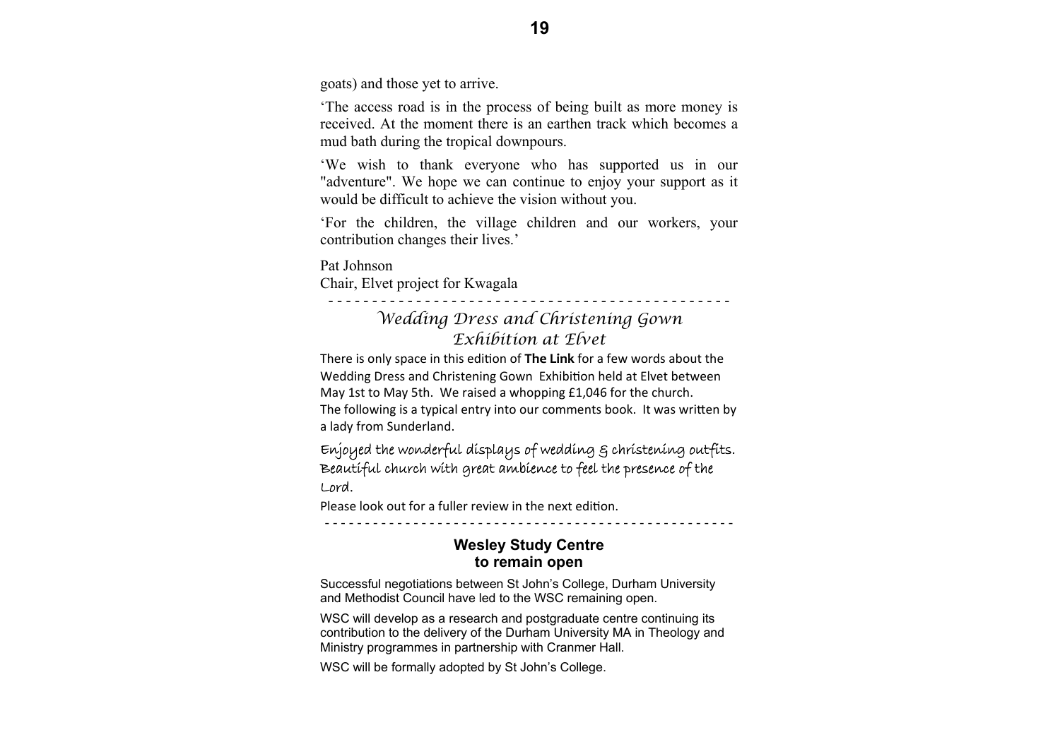goats) and those yet to arrive.

'The access road is in the process of being built as more money is received. At the moment there is an earthen track which becomes a mud bath during the tropical downpours.

'We wish to thank everyone who has supported us in our "adventure". We hope we can continue to enjoy your support as it would be difficult to achieve the vision without you.

'For the children, the village children and our workers, your contribution changes their lives.'

Pat Johnson
Chair, Elvet project for Kwagala

---

## *Wedding Dress and Christening Gown Exhibition at Elvet*

There is only space in this edition of **The Link** for a few words about the Wedding Dress and Christening Gown Exhibition held at Elvet between May 1st to May 5th. We raised a whopping £1,046 for the church. The following is a typical entry into our comments book. It was written by a lady from Sunderland.

*Enjoyed the wonderful displays of wedding & christening outfits. Beautiful church with great ambience to feel the presence of the Lord.*

Please look out for a fuller review in the next edition.

---

## Wesley Study Centre to remain open

Successful negotiations between St John's College, Durham University and Methodist Council have led to the WSC remaining open.

WSC will develop as a research and postgraduate centre continuing its contribution to the delivery of the Durham University MA in Theology and Ministry programmes in partnership with Cranmer Hall.

WSC will be formally adopted by St John's College.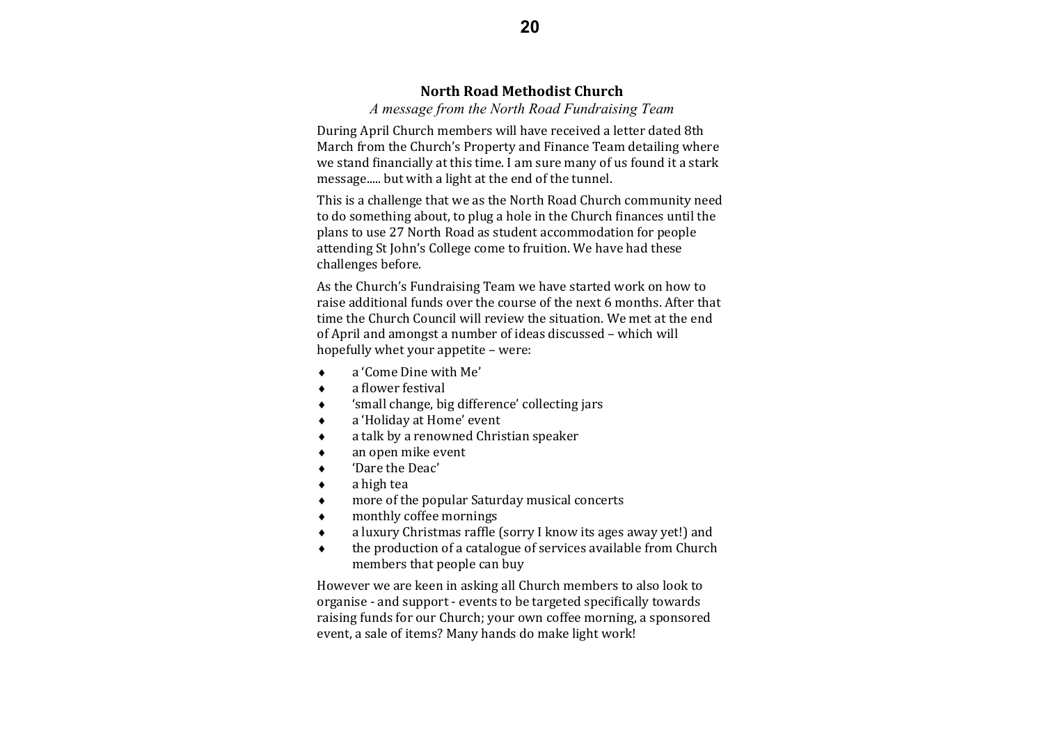## North Road Methodist Church

*A message from the North Road Fundraising Team*

During April Church members will have received a letter dated 8th March from the Church's Property and Finance Team detailing where we stand financially at this time. I am sure many of us found it a stark message..... but with a light at the end of the tunnel.

This is a challenge that we as the North Road Church community need to do something about, to plug a hole in the Church finances until the plans to use 27 North Road as student accommodation for people attending St John's College come to fruition. We have had these challenges before.

As the Church's Fundraising Team we have started work on how to raise additional funds over the course of the next 6 months. After that time the Church Council will review the situation. We met at the end of April and amongst a number of ideas discussed – which will hopefully whet your appetite – were:

- a 'Come Dine with Me'
- a flower festival
- 'small change, big difference' collecting jars
- a 'Holiday at Home' event
- a talk by a renowned Christian speaker
- an open mike event
- 'Dare the Deac'
- a high tea
- more of the popular Saturday musical concerts
- monthly coffee mornings
- a luxury Christmas raffle (sorry I know its ages away yet!) and
- the production of a catalogue of services available from Church members that people can buy

However we are keen in asking all Church members to also look to organise - and support - events to be targeted specifically towards raising funds for our Church; your own coffee morning, a sponsored event, a sale of items? Many hands do make light work!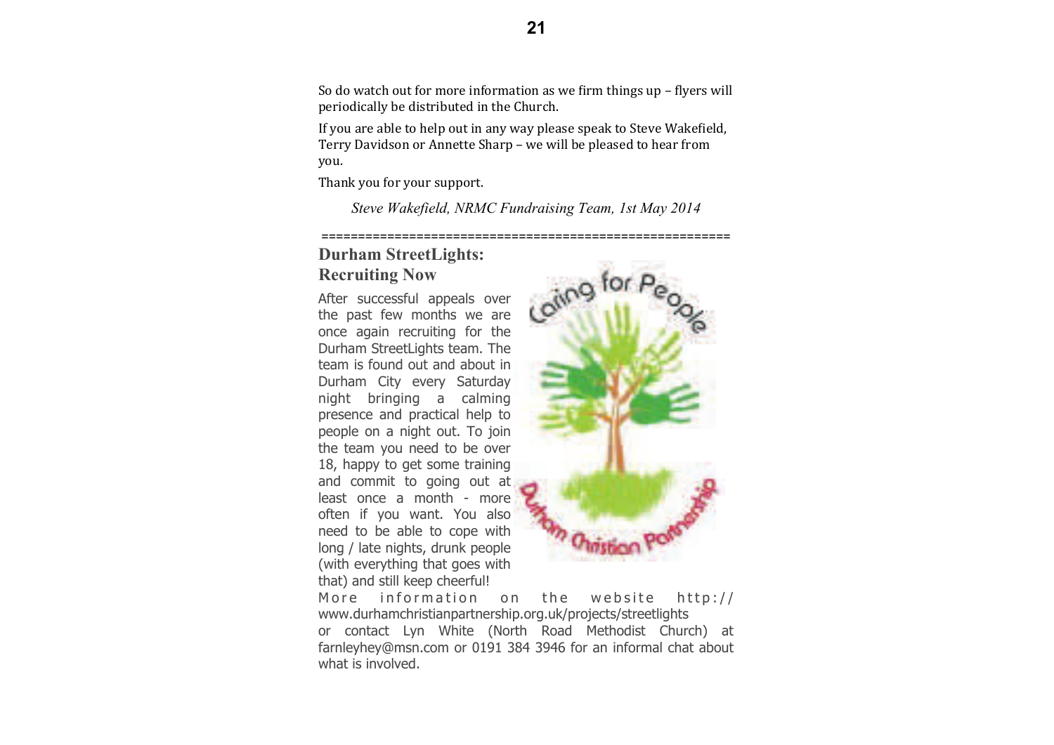So do watch out for more information as we firm things up – flyers will periodically be distributed in the Church.

If you are able to help out in any way please speak to Steve Wakefield, Terry Davidson or Annette Sharp – we will be pleased to hear from you.

Thank you for your support.

*Steve Wakefield, NRMC Fundraising Team, 1st May 2014*

=====================================================

## Durham StreetLights: Recruiting Now

After successful appeals over the past few months we are once again recruiting for the Durham StreetLights team. The team is found out and about in Durham City every Saturday night bringing a calming presence and practical help to people on a night out. To join the team you need to be over 18, happy to get some training and commit to going out at least once a month - more often if you want. You also need to be able to cope with long / late nights, drunk people (with everything that goes with that) and still keep cheerful!

More information on the website http://www.durhamchristianpartnership.org.uk/projects/streetlights or contact Lyn White (North Road Methodist Church) at farnleyhey@msn.com or 0191 384 3946 for an informal chat about what is involved.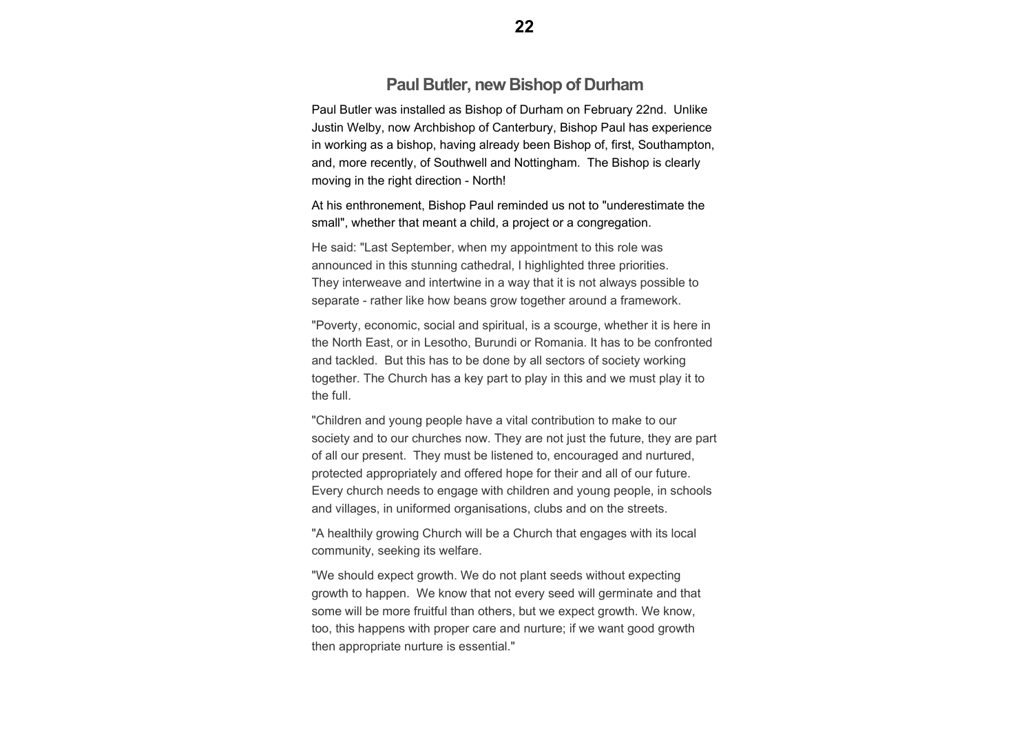## Paul Butler, new Bishop of Durham

Paul Butler was installed as Bishop of Durham on February 22nd. Unlike Justin Welby, now Archbishop of Canterbury, Bishop Paul has experience in working as a bishop, having already been Bishop of, first, Southampton, and, more recently, of Southwell and Nottingham. The Bishop is clearly moving in the right direction - North!

At his enthronement, Bishop Paul reminded us not to "underestimate the small", whether that meant a child, a project or a congregation.

He said: "Last September, when my appointment to this role was announced in this stunning cathedral, I highlighted three priorities. They interweave and intertwine in a way that it is not always possible to separate - rather like how beans grow together around a framework.

"Poverty, economic, social and spiritual, is a scourge, whether it is here in the North East, or in Lesotho, Burundi or Romania. It has to be confronted and tackled. But this has to be done by all sectors of society working together. The Church has a key part to play in this and we must play it to the full.

"Children and young people have a vital contribution to make to our society and to our churches now. They are not just the future, they are part of all our present. They must be listened to, encouraged and nurtured, protected appropriately and offered hope for their and all of our future. Every church needs to engage with children and young people, in schools and villages, in uniformed organisations, clubs and on the streets.

"A healthily growing Church will be a Church that engages with its local community, seeking its welfare.

"We should expect growth. We do not plant seeds without expecting growth to happen. We know that not every seed will germinate and that some will be more fruitful than others, but we expect growth. We know, too, this happens with proper care and nurture; if we want good growth then appropriate nurture is essential."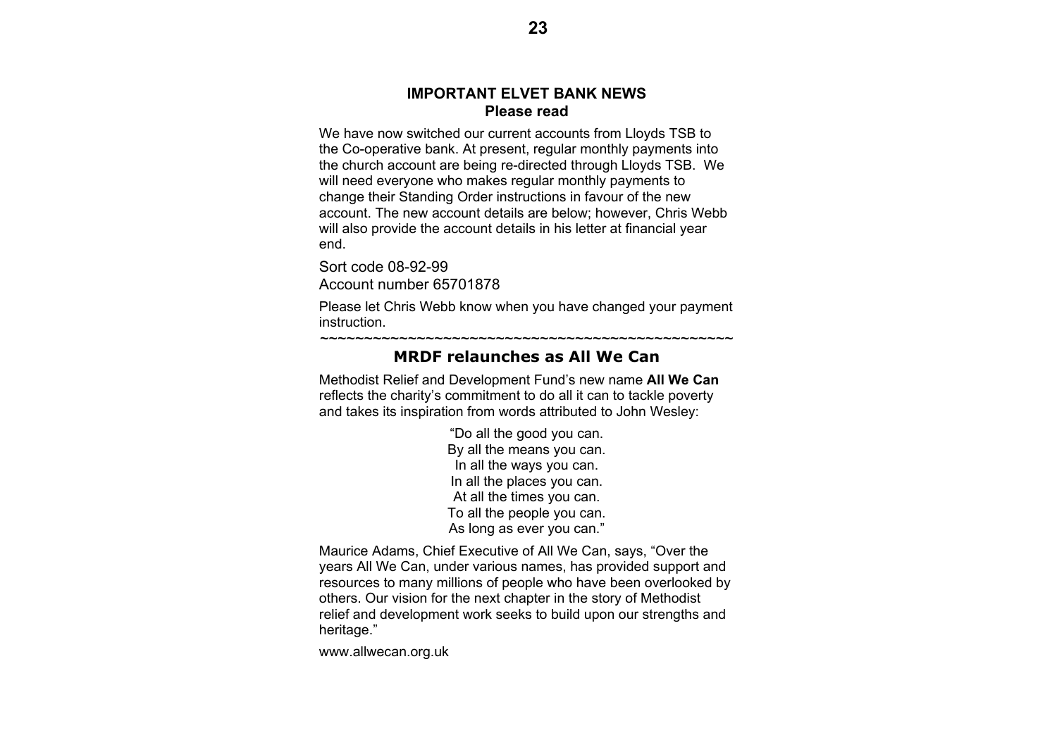## IMPORTANT ELVET BANK NEWS

**Please read**

We have now switched our current accounts from Lloyds TSB to the Co-operative bank. At present, regular monthly payments into the church account are being re-directed through Lloyds TSB. We will need everyone who makes regular monthly payments to change their Standing Order instructions in favour of the new account. The new account details are below; however, Chris Webb will also provide the account details in his letter at financial year end.

Sort code 08-92-99
Account number 65701878

Please let Chris Webb know when you have changed your payment instruction.

~~~~~~~~~~~~~~~~~~~~~~~~~~~~~~~~~~~~~~~~~~~~~~~~~~~~~~~~~~~~~~

## MRDF relaunches as All We Can

Methodist Relief and Development Fund's new name **All We Can** reflects the charity's commitment to do all it can to tackle poverty and takes its inspiration from words attributed to John Wesley:

"Do all the good you can.
By all the means you can.
In all the ways you can.
In all the places you can.
At all the times you can.
To all the people you can.
As long as ever you can."

Maurice Adams, Chief Executive of All We Can, says, "Over the years All We Can, under various names, has provided support and resources to many millions of people who have been overlooked by others. Our vision for the next chapter in the story of Methodist relief and development work seeks to build upon our strengths and heritage."

www.allwecan.org.uk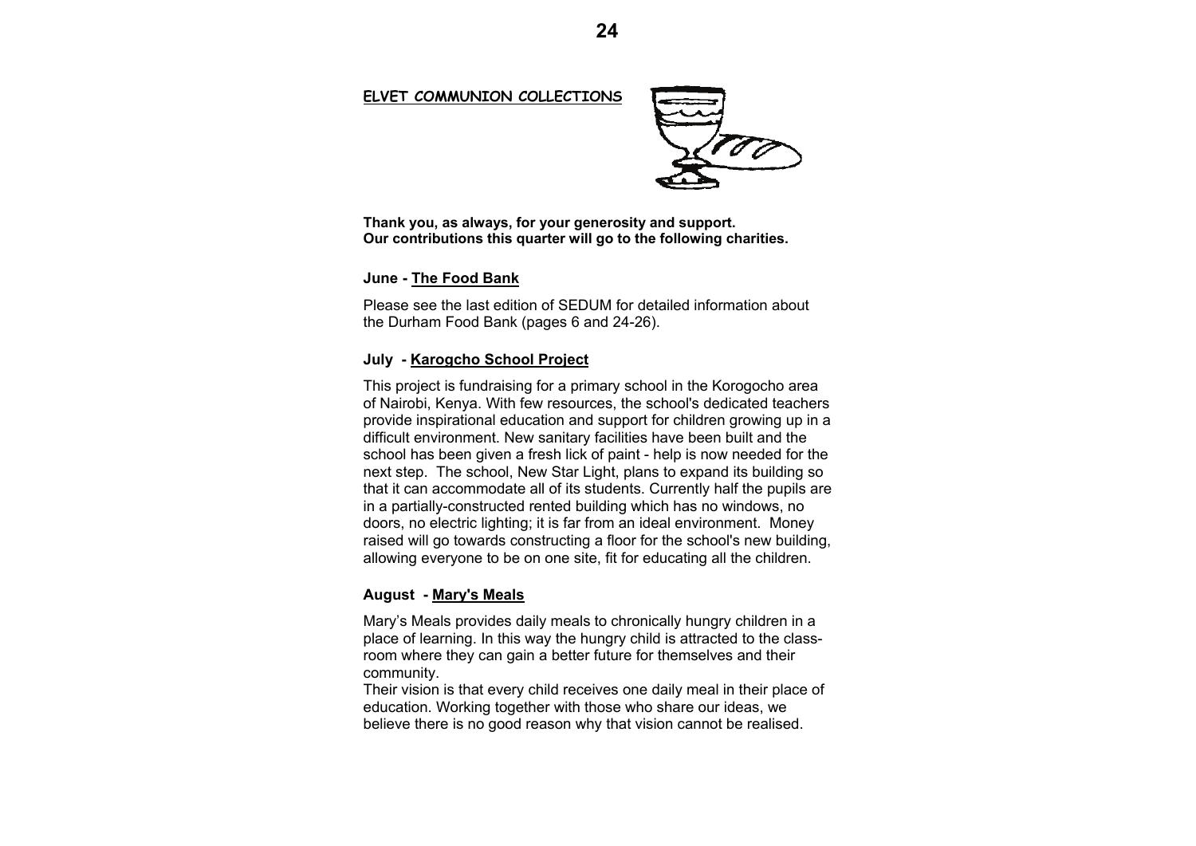## ELVET COMMUNION COLLECTIONS

**Thank you, as always, for your generosity and support.**
**Our contributions this quarter will go to the following charities.**

### June - The Food Bank

Please see the last edition of SEDUM for detailed information about the Durham Food Bank (pages 6 and 24-26).

### July - Karogcho School Project

This project is fundraising for a primary school in the Korogocho area of Nairobi, Kenya. With few resources, the school's dedicated teachers provide inspirational education and support for children growing up in a difficult environment. New sanitary facilities have been built and the school has been given a fresh lick of paint - help is now needed for the next step. The school, New Star Light, plans to expand its building so that it can accommodate all of its students. Currently half the pupils are in a partially-constructed rented building which has no windows, no doors, no electric lighting; it is far from an ideal environment. Money raised will go towards constructing a floor for the school's new building, allowing everyone to be on one site, fit for educating all the children.

### August - Mary's Meals

Mary's Meals provides daily meals to chronically hungry children in a place of learning. In this way the hungry child is attracted to the classroom where they can gain a better future for themselves and their community.
Their vision is that every child receives one daily meal in their place of education. Working together with those who share our ideas, we believe there is no good reason why that vision cannot be realised.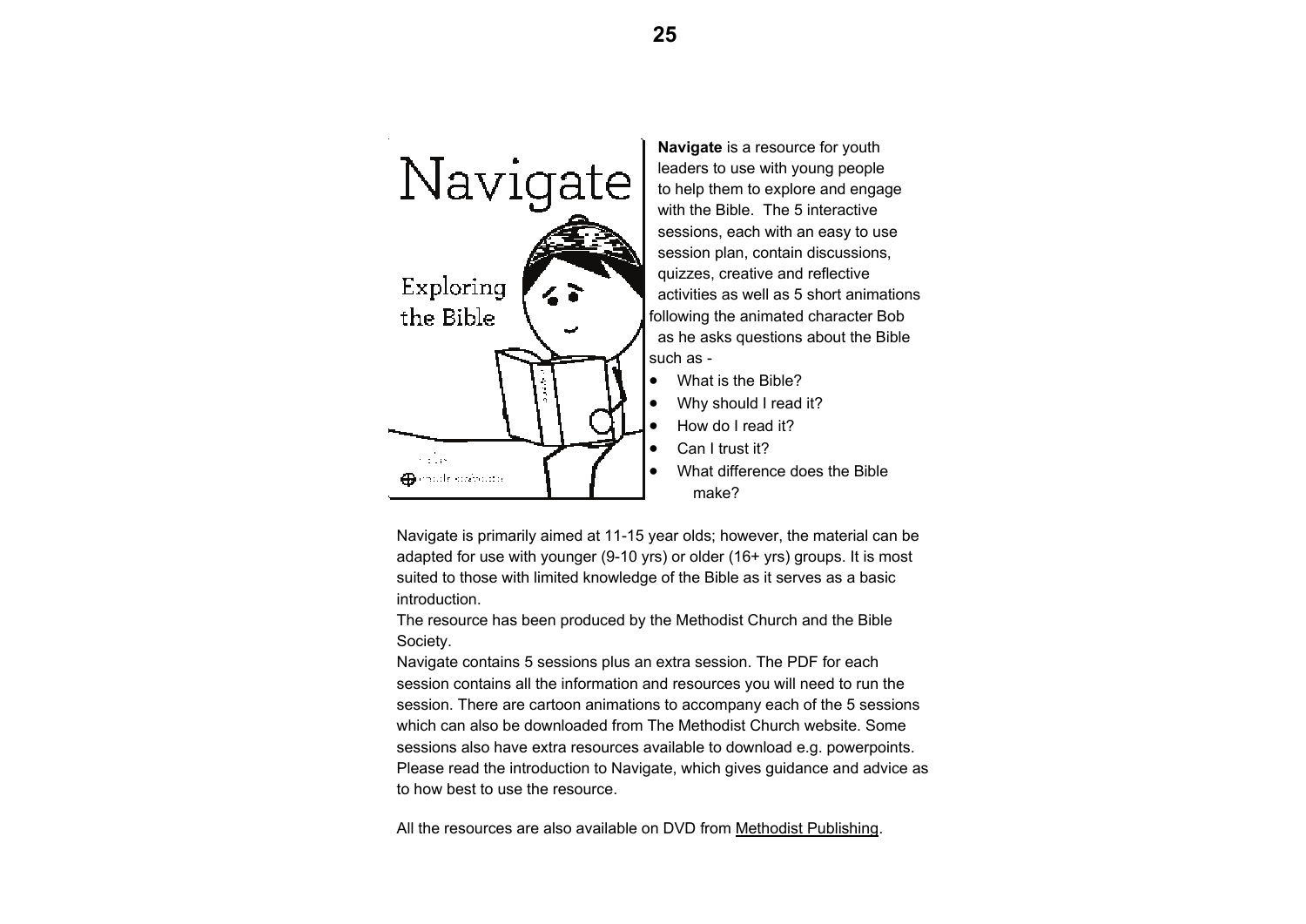**Navigate** is a resource for youth leaders to use with young people to help them to explore and engage with the Bible. The 5 interactive sessions, each with an easy to use session plan, contain discussions, quizzes, creative and reflective activities as well as 5 short animations following the animated character Bob as he asks questions about the Bible such as -

- What is the Bible?
- Why should I read it?
- How do I read it?
- Can I trust it?
- What difference does the Bible make?

Navigate is primarily aimed at 11-15 year olds; however, the material can be adapted for use with younger (9-10 yrs) or older (16+ yrs) groups. It is most suited to those with limited knowledge of the Bible as it serves as a basic introduction.

The resource has been produced by the Methodist Church and the Bible Society.

Navigate contains 5 sessions plus an extra session. The PDF for each session contains all the information and resources you will need to run the session. There are cartoon animations to accompany each of the 5 sessions which can also be downloaded from The Methodist Church website. Some sessions also have extra resources available to download e.g. powerpoints. Please read the introduction to Navigate, which gives guidance and advice as to how best to use the resource.

All the resources are also available on DVD from Methodist Publishing.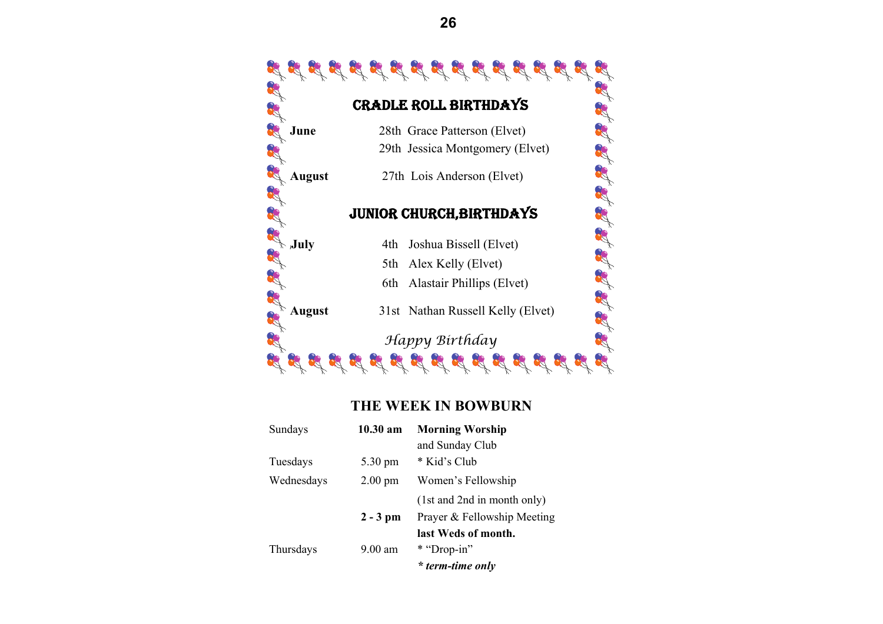## CRADLE ROLL BIRTHDAYS

| | |
|---|---|
| **June** | 28th Grace Patterson (Elvet) |
| | 29th Jessica Montgomery (Elvet) |
| **August** | 27th Lois Anderson (Elvet) |

## JUNIOR CHURCH,BIRTHDAYS

| | |
|---|---|
| **July** | 4th Joshua Bissell (Elvet) |
| | 5th Alex Kelly (Elvet) |
| | 6th Alastair Phillips (Elvet) |
| **August** | 31st Nathan Russell Kelly (Elvet) |

*Happy Birthday*

## THE WEEK IN BOWBURN

| | | |
|---|---|---|
| Sundays | **10.30 am** | **Morning Worship** and Sunday Club |
| Tuesdays | 5.30 pm | * Kid's Club |
| Wednesdays | 2.00 pm | Women's Fellowship (1st and 2nd in month only) |
| | **2 - 3 pm** | Prayer & Fellowship Meeting **last Weds of month.** |
| Thursdays | 9.00 am | * "Drop-in" |

***\* term-time only***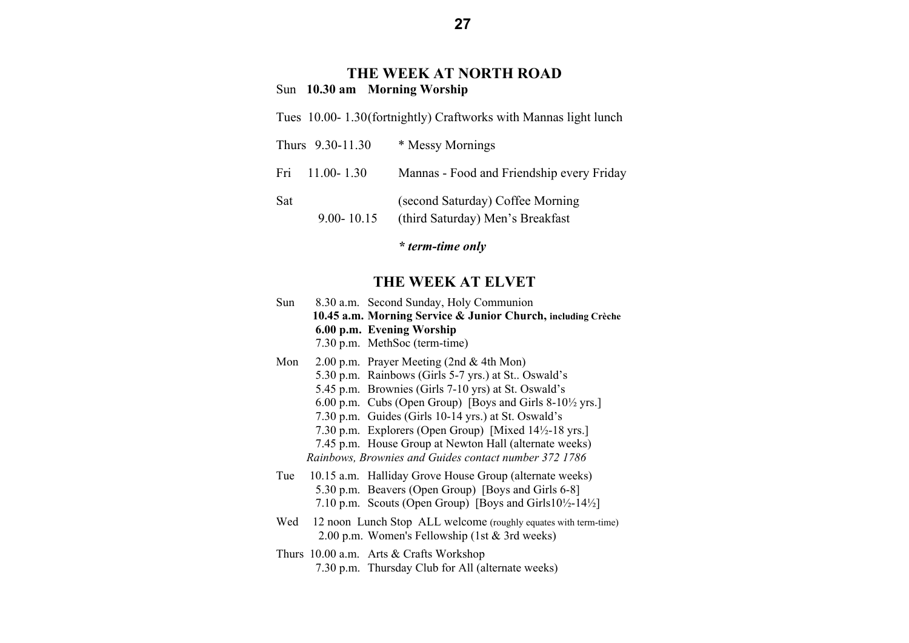## THE WEEK AT NORTH ROAD

Sun **10.30 am Morning Worship**

Tues 10.00- 1.30(fortnightly) Craftworks with Mannas light lunch

Thurs 9.30-11.30 * Messy Mornings

Fri 11.00- 1.30 Mannas - Food and Friendship every Friday

Sat (second Saturday) Coffee Morning
9.00- 10.15 (third Saturday) Men's Breakfast

***** term-time only***

## THE WEEK AT ELVET

Sun 8.30 a.m. Second Sunday, Holy Communion
**10.45 a.m. Morning Service & Junior Church, including Crèche**
**6.00 p.m. Evening Worship**
7.30 p.m. MethSoc (term-time)

Mon 2.00 p.m. Prayer Meeting (2nd & 4th Mon)
5.30 p.m. Rainbows (Girls 5-7 yrs.) at St.. Oswald's
5.45 p.m. Brownies (Girls 7-10 yrs) at St. Oswald's
6.00 p.m. Cubs (Open Group) [Boys and Girls 8-10½ yrs.]
7.30 p.m. Guides (Girls 10-14 yrs.) at St. Oswald's
7.30 p.m. Explorers (Open Group) [Mixed 14½-18 yrs.]
7.45 p.m. House Group at Newton Hall (alternate weeks)
*Rainbows, Brownies and Guides contact number 372 1786*

Tue 10.15 a.m. Halliday Grove House Group (alternate weeks)
5.30 p.m. Beavers (Open Group) [Boys and Girls 6-8]
7.10 p.m. Scouts (Open Group) [Boys and Girls10½-14½]

Wed 12 noon Lunch Stop ALL welcome (roughly equates with term-time)
2.00 p.m. Women's Fellowship (1st & 3rd weeks)

Thurs 10.00 a.m. Arts & Crafts Workshop
7.30 p.m. Thursday Club for All (alternate weeks)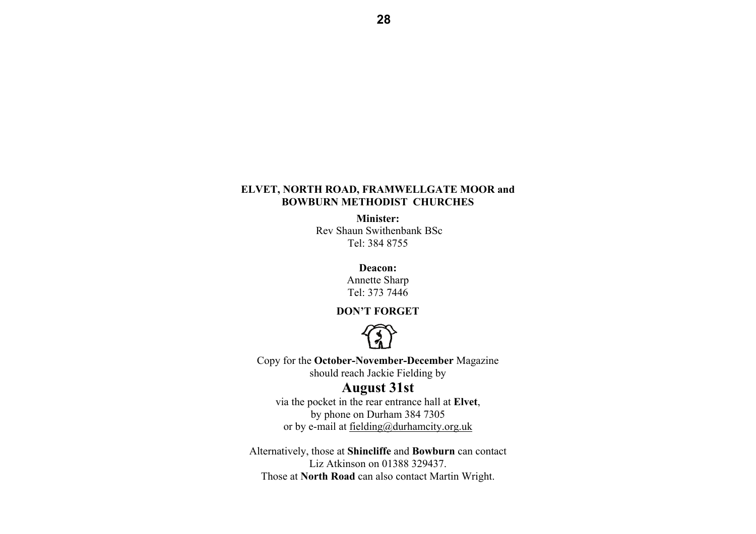**ELVET, NORTH ROAD, FRAMWELLGATE MOOR and BOWBURN METHODIST CHURCHES**

**Minister:**
Rev Shaun Swithenbank BSc
Tel: 384 8755

**Deacon:**
Annette Sharp
Tel: 373 7446

**DON'T FORGET**

Copy for the **October-November-December** Magazine
should reach Jackie Fielding by

**August 31st**

via the pocket in the rear entrance hall at **Elvet**,
by phone on Durham 384 7305
or by e-mail at fielding@durhamcity.org.uk

Alternatively, those at **Shincliffe** and **Bowburn** can contact
Liz Atkinson on 01388 329437.
Those at **North Road** can also contact Martin Wright.